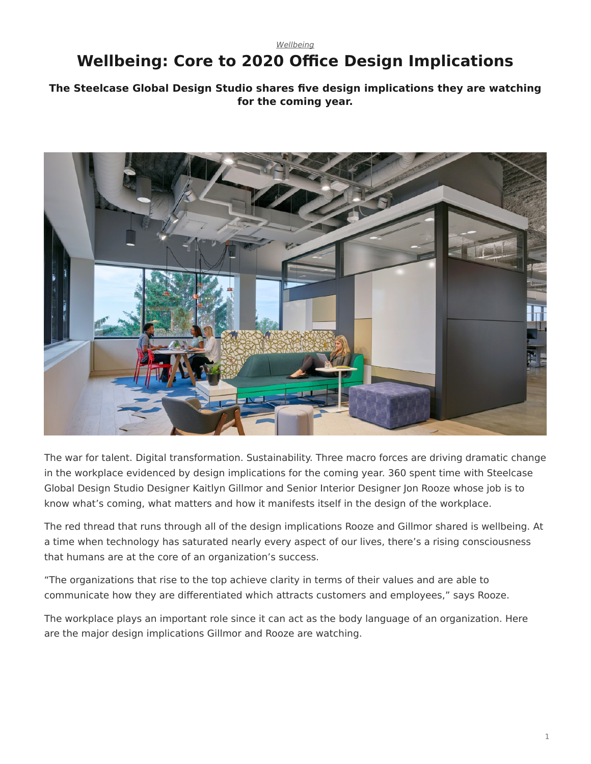*Wellbeing*

# Wellbeing: Core to 2020 Office Design Implications

**The Steelcase Global Design Studio shares five design implications they are watching for the coming year.**

The war for talent. Digital transformation. Sustainability. Three macro forces are driving dramatic change in the workplace evidenced by design implications for the coming year. 360 spent time with Steelcase Global Design Studio Designer Kaitlyn Gillmor and Senior Interior Designer Jon Rooze whose job is to know what's coming, what matters and how it manifests itself in the design of the workplace.

The red thread that runs through all of the design implications Rooze and Gillmor shared is wellbeing. At a time when technology has saturated nearly every aspect of our lives, there's a rising consciousness that humans are at the core of an organization's success.

"The organizations that rise to the top achieve clarity in terms of their values and are able to communicate how they are differentiated which attracts customers and employees," says Rooze.

The workplace plays an important role since it can act as the body language of an organization. Here are the major design implications Gillmor and Rooze are watching.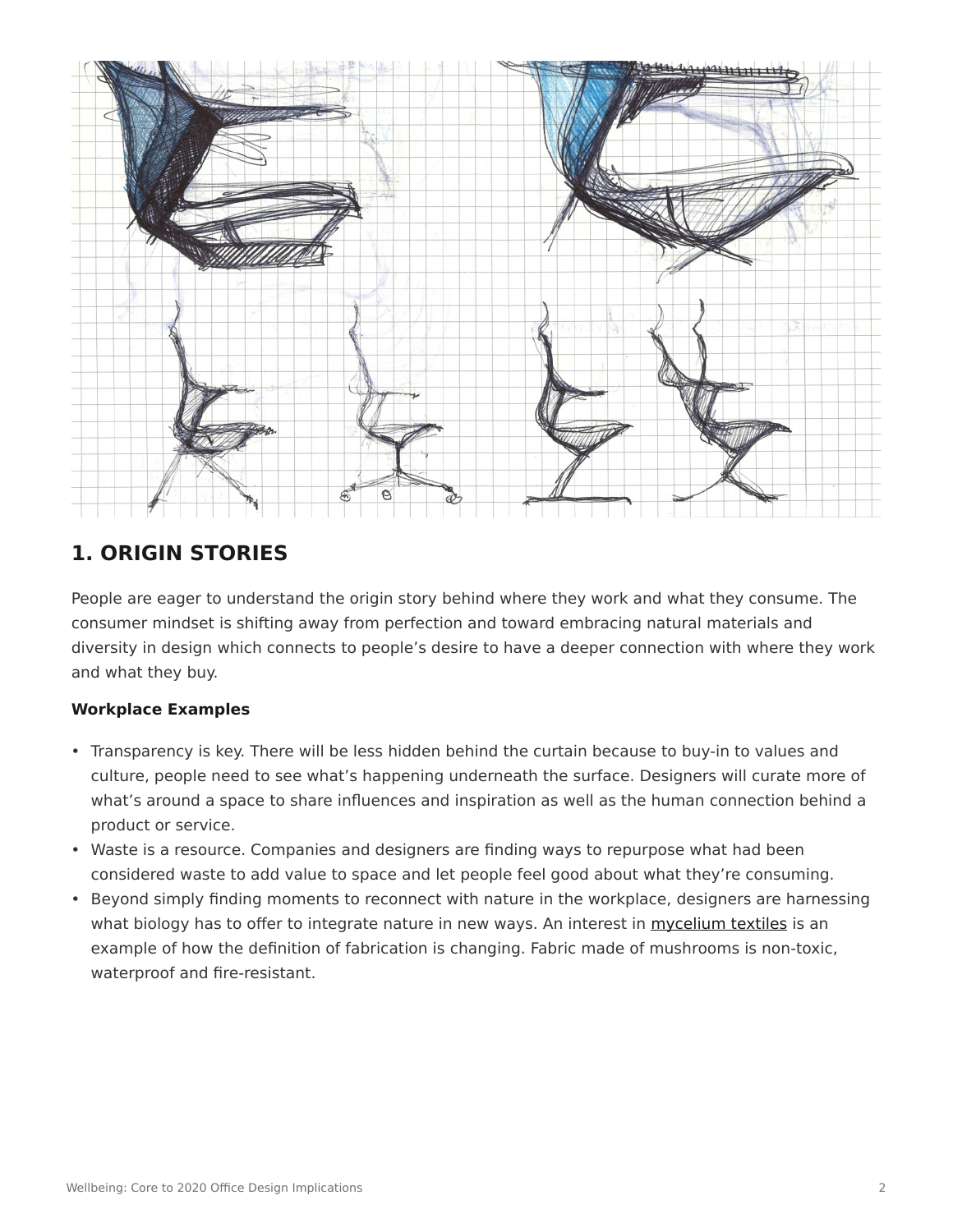## 1. ORIGIN STORIES

People are eager to understand the origin story behind where they work and what they consume. The consumer mindset is shifting away from perfection and toward embracing natural materials and diversity in design which connects to people's desire to have a deeper connection with where they work and what they buy.

**Workplace Examples**

- Transparency is key. There will be less hidden behind the curtain because to buy-in to values and culture, people need to see what's happening underneath the surface. Designers will curate more of what's around a space to share influences and inspiration as well as the human connection behind a product or service.
- Waste is a resource. Companies and designers are finding ways to repurpose what had been considered waste to add value to space and let people feel good about what they're consuming.
- Beyond simply finding moments to reconnect with nature in the workplace, designers are harnessing what biology has to offer to integrate nature in new ways. An interest in mycelium textiles is an example of how the definition of fabrication is changing. Fabric made of mushrooms is non-toxic, waterproof and fire-resistant.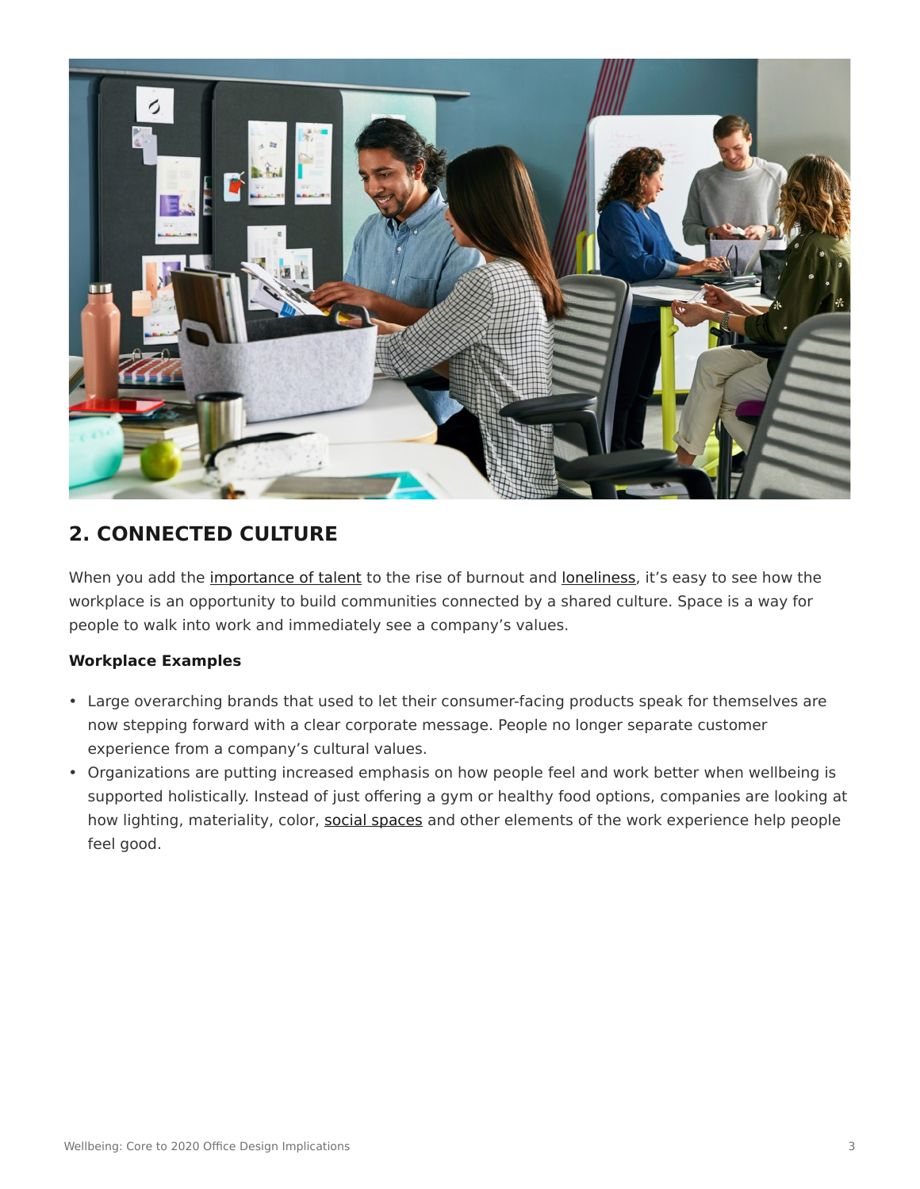## 2. CONNECTED CULTURE

When you add the importance of talent to the rise of burnout and loneliness, it's easy to see how the workplace is an opportunity to build communities connected by a shared culture. Space is a way for people to walk into work and immediately see a company's values.

**Workplace Examples**

- Large overarching brands that used to let their consumer-facing products speak for themselves are now stepping forward with a clear corporate message. People no longer separate customer experience from a company's cultural values.
- Organizations are putting increased emphasis on how people feel and work better when wellbeing is supported holistically. Instead of just offering a gym or healthy food options, companies are looking at how lighting, materiality, color, social spaces and other elements of the work experience help people feel good.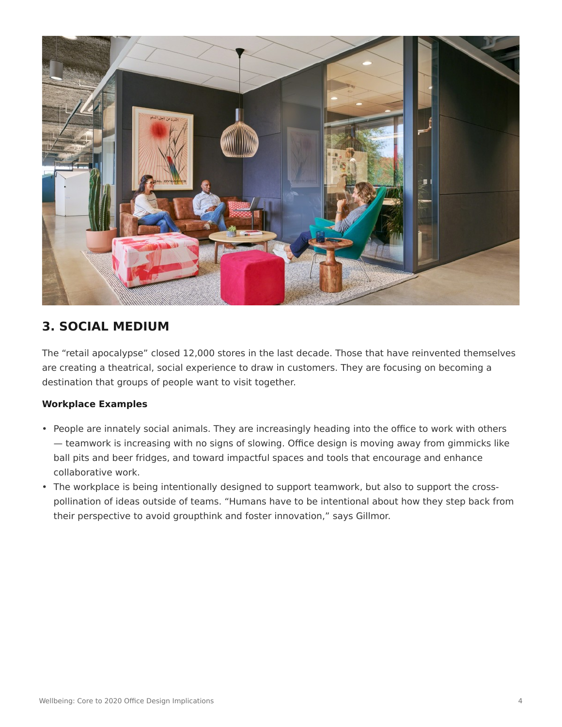## 3. SOCIAL MEDIUM

The “retail apocalypse” closed 12,000 stores in the last decade. Those that have reinvented themselves are creating a theatrical, social experience to draw in customers. They are focusing on becoming a destination that groups of people want to visit together.

**Workplace Examples**

- People are innately social animals. They are increasingly heading into the office to work with others — teamwork is increasing with no signs of slowing. Office design is moving away from gimmicks like ball pits and beer fridges, and toward impactful spaces and tools that encourage and enhance collaborative work.
- The workplace is being intentionally designed to support teamwork, but also to support the cross-pollination of ideas outside of teams. “Humans have to be intentional about how they step back from their perspective to avoid groupthink and foster innovation,” says Gillmor.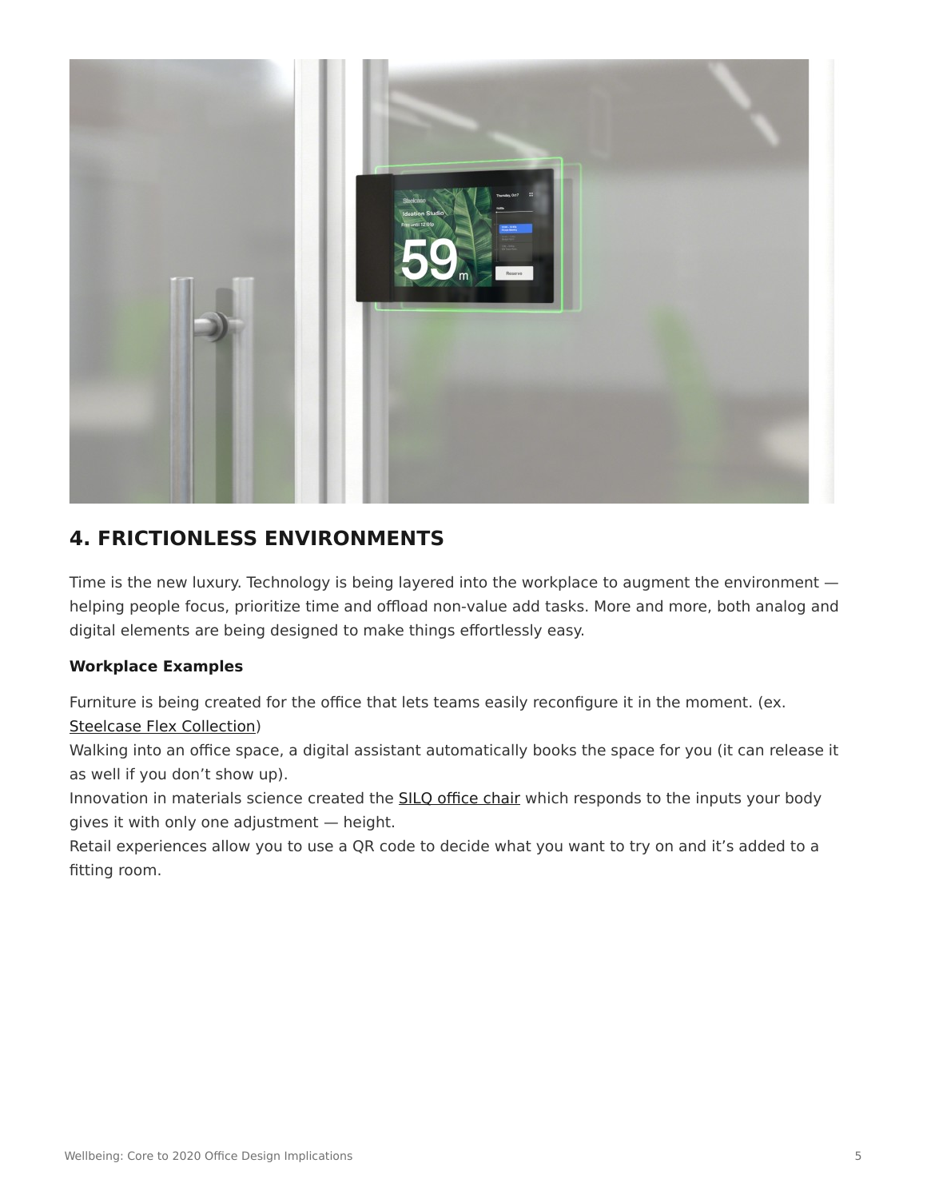## 4. FRICTIONLESS ENVIRONMENTS

Time is the new luxury. Technology is being layered into the workplace to augment the environment — helping people focus, prioritize time and offload non-value add tasks. More and more, both analog and digital elements are being designed to make things effortlessly easy.

**Workplace Examples**

Furniture is being created for the office that lets teams easily reconfigure it in the moment. (ex. Steelcase Flex Collection)
Walking into an office space, a digital assistant automatically books the space for you (it can release it as well if you don't show up).
Innovation in materials science created the SILQ office chair which responds to the inputs your body gives it with only one adjustment — height.
Retail experiences allow you to use a QR code to decide what you want to try on and it's added to a fitting room.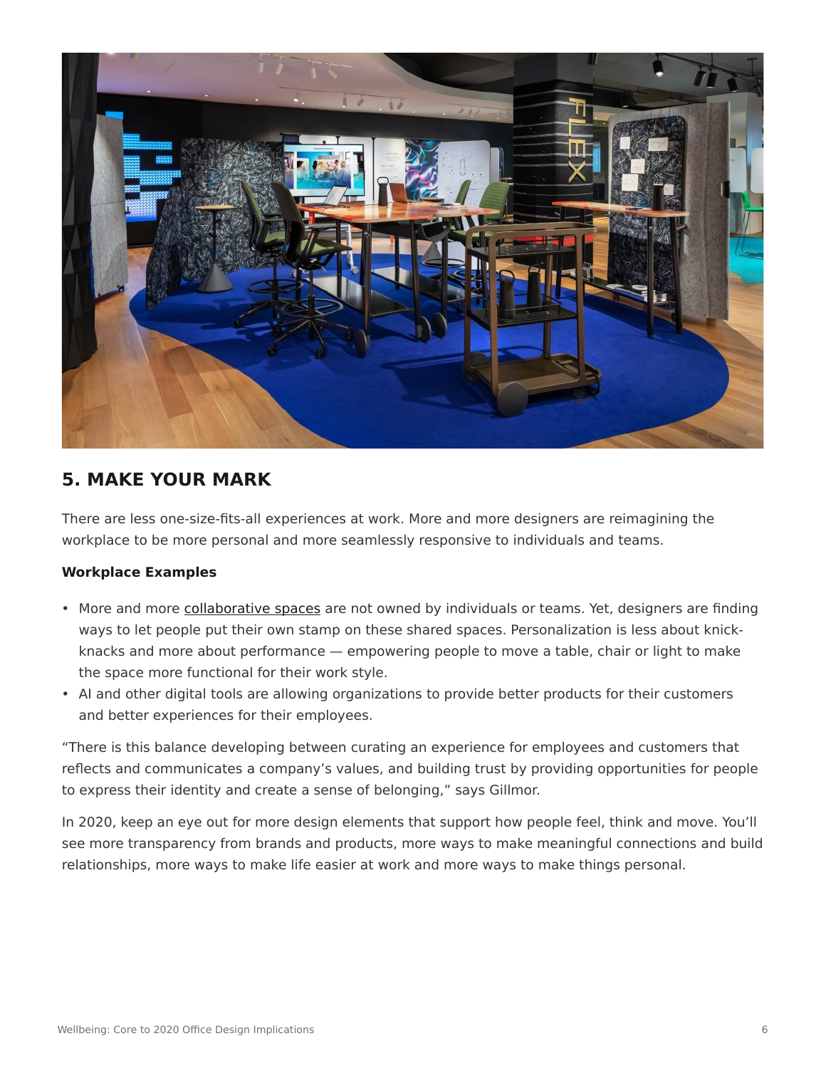## 5. MAKE YOUR MARK

There are less one-size-fits-all experiences at work. More and more designers are reimagining the workplace to be more personal and more seamlessly responsive to individuals and teams.

**Workplace Examples**

- More and more collaborative spaces are not owned by individuals or teams. Yet, designers are finding ways to let people put their own stamp on these shared spaces. Personalization is less about knick-knacks and more about performance — empowering people to move a table, chair or light to make the space more functional for their work style.
- AI and other digital tools are allowing organizations to provide better products for their customers and better experiences for their employees.

“There is this balance developing between curating an experience for employees and customers that reflects and communicates a company’s values, and building trust by providing opportunities for people to express their identity and create a sense of belonging,” says Gillmor.

In 2020, keep an eye out for more design elements that support how people feel, think and move. You’ll see more transparency from brands and products, more ways to make meaningful connections and build relationships, more ways to make life easier at work and more ways to make things personal.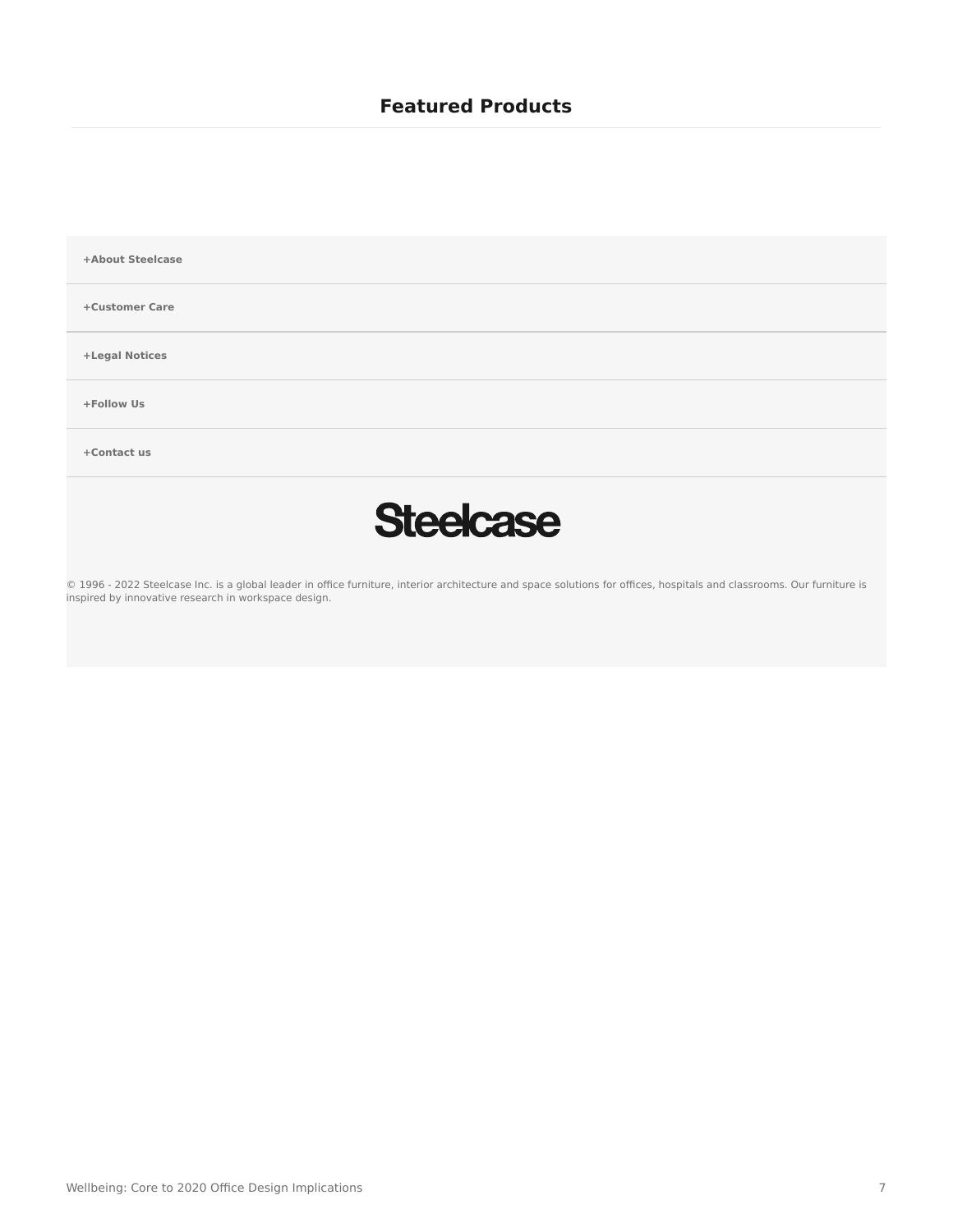## Featured Products

**+About Steelcase**

**+Customer Care**

**+Legal Notices**

**+Follow Us**

**+Contact us**

Steelcase

© 1996 - 2022 Steelcase Inc. is a global leader in office furniture, interior architecture and space solutions for offices, hospitals and classrooms. Our furniture is inspired by innovative research in workspace design.